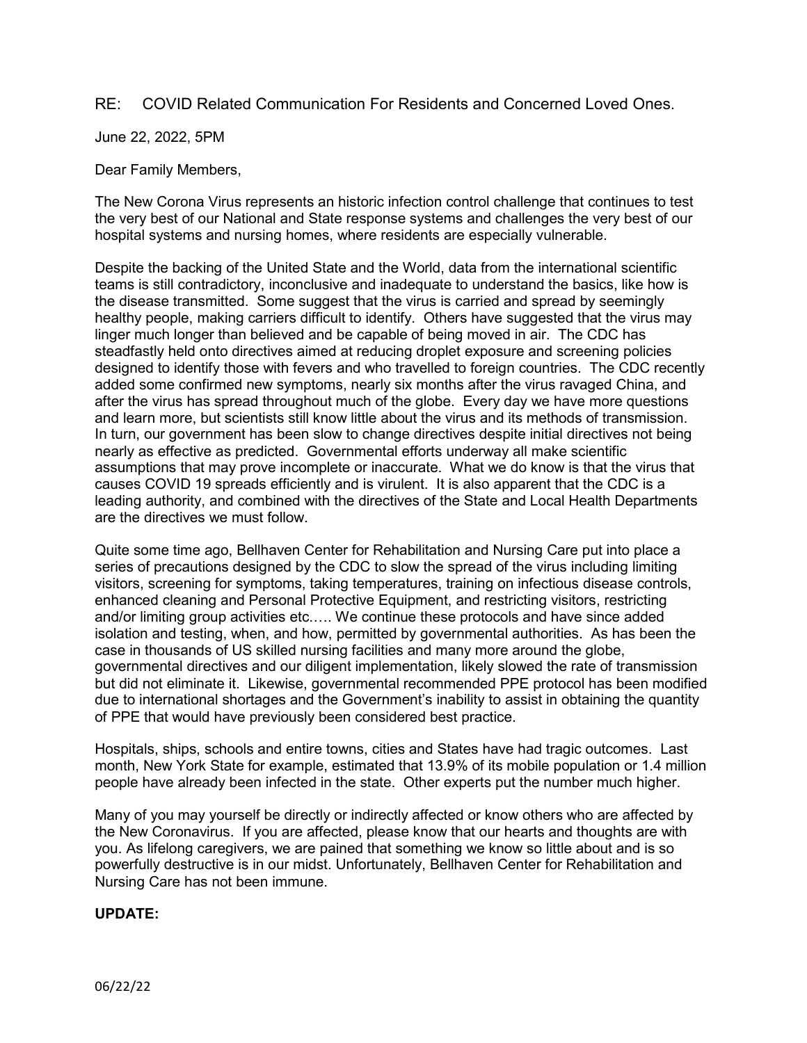RE: COVID Related Communication For Residents and Concerned Loved Ones.

June 22, 2022, 5PM

Dear Family Members,

The New Corona Virus represents an historic infection control challenge that continues to test the very best of our National and State response systems and challenges the very best of our hospital systems and nursing homes, where residents are especially vulnerable.

Despite the backing of the United State and the World, data from the international scientific teams is still contradictory, inconclusive and inadequate to understand the basics, like how is the disease transmitted. Some suggest that the virus is carried and spread by seemingly healthy people, making carriers difficult to identify. Others have suggested that the virus may linger much longer than believed and be capable of being moved in air. The CDC has steadfastly held onto directives aimed at reducing droplet exposure and screening policies designed to identify those with fevers and who travelled to foreign countries. The CDC recently added some confirmed new symptoms, nearly six months after the virus ravaged China, and after the virus has spread throughout much of the globe. Every day we have more questions and learn more, but scientists still know little about the virus and its methods of transmission. In turn, our government has been slow to change directives despite initial directives not being nearly as effective as predicted. Governmental efforts underway all make scientific assumptions that may prove incomplete or inaccurate. What we do know is that the virus that causes COVID 19 spreads efficiently and is virulent. It is also apparent that the CDC is a leading authority, and combined with the directives of the State and Local Health Departments are the directives we must follow.

Quite some time ago, Bellhaven Center for Rehabilitation and Nursing Care put into place a series of precautions designed by the CDC to slow the spread of the virus including limiting visitors, screening for symptoms, taking temperatures, training on infectious disease controls, enhanced cleaning and Personal Protective Equipment, and restricting visitors, restricting and/or limiting group activities etc..... We continue these protocols and have since added isolation and testing, when, and how, permitted by governmental authorities. As has been the case in thousands of US skilled nursing facilities and many more around the globe, governmental directives and our diligent implementation, likely slowed the rate of transmission but did not eliminate it. Likewise, governmental recommended PPE protocol has been modified due to international shortages and the Government's inability to assist in obtaining the quantity of PPE that would have previously been considered best practice.

Hospitals, ships, schools and entire towns, cities and States have had tragic outcomes. Last month, New York State for example, estimated that 13.9% of its mobile population or 1.4 million people have already been infected in the state. Other experts put the number much higher.

Many of you may yourself be directly or indirectly affected or know others who are affected by the New Coronavirus. If you are affected, please know that our hearts and thoughts are with you. As lifelong caregivers, we are pained that something we know so little about and is so powerfully destructive is in our midst. Unfortunately, Bellhaven Center for Rehabilitation and Nursing Care has not been immune.

**UPDATE:**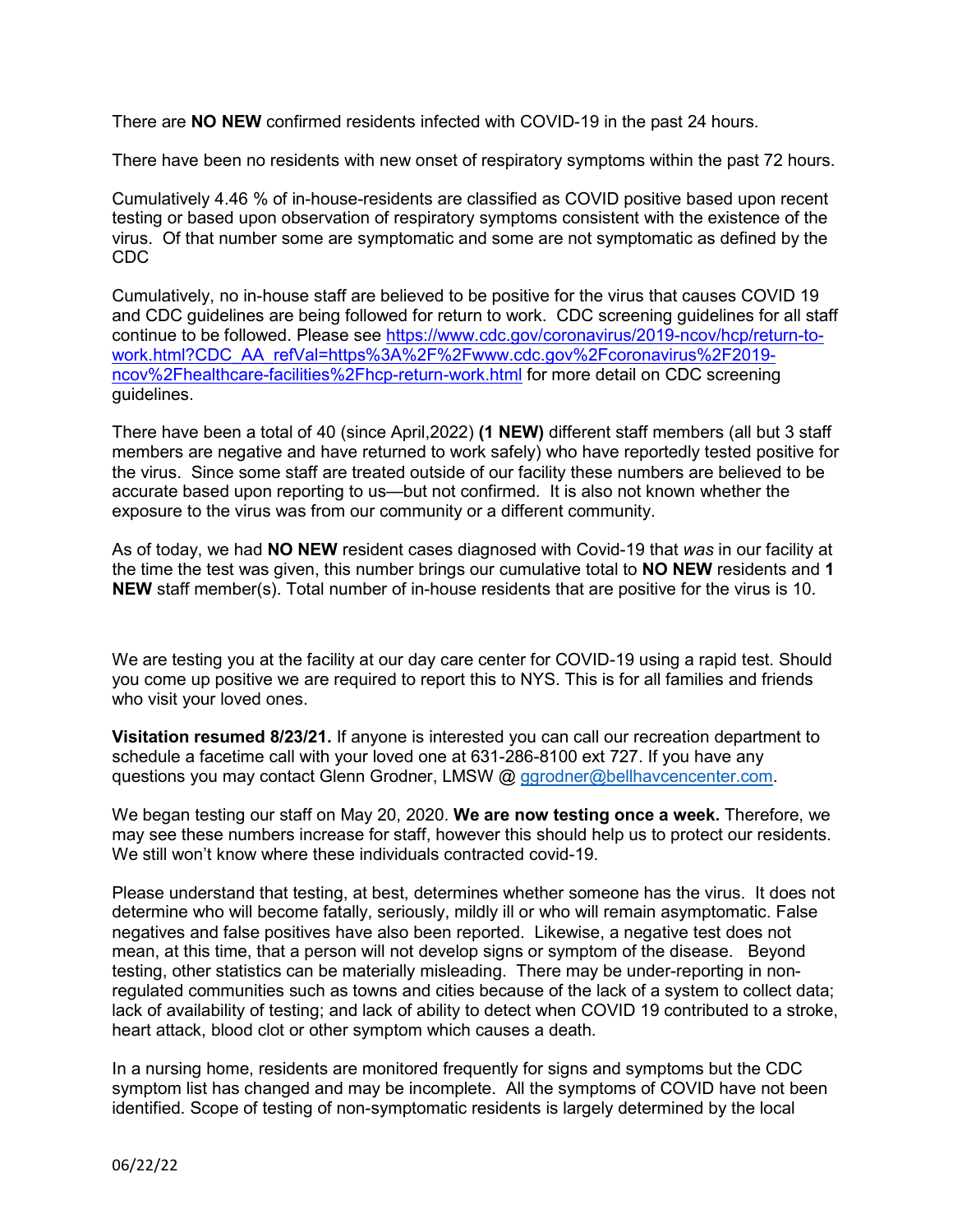There are **NO NEW** confirmed residents infected with COVID-19 in the past 24 hours.

There have been no residents with new onset of respiratory symptoms within the past 72 hours.

Cumulatively 4.46 % of in-house-residents are classified as COVID positive based upon recent testing or based upon observation of respiratory symptoms consistent with the existence of the virus. Of that number some are symptomatic and some are not symptomatic as defined by the CDC

Cumulatively, no in-house staff are believed to be positive for the virus that causes COVID 19 and CDC guidelines are being followed for return to work. CDC screening guidelines for all staff continue to be followed. Please see [https://www.cdc.gov/coronavirus/2019-ncov/hcp/return-to-work.html?CDC_AA_refVal=https%3A%2F%2Fwww.cdc.gov%2Fcoronavirus%2F2019-ncov%2Fhealthcare-facilities%2Fhcp-return-work.html](https://www.cdc.gov/coronavirus/2019-ncov/hcp/return-to-work.html?CDC_AA_refVal=https%3A%2F%2Fwww.cdc.gov%2Fcoronavirus%2F2019-ncov%2Fhealthcare-facilities%2Fhcp-return-work.html) for more detail on CDC screening guidelines.

There have been a total of 40 (since April,2022) **(1 NEW)** different staff members (all but 3 staff members are negative and have returned to work safely) who have reportedly tested positive for the virus. Since some staff are treated outside of our facility these numbers are believed to be accurate based upon reporting to us—but not confirmed. It is also not known whether the exposure to the virus was from our community or a different community.

As of today, we had **NO NEW** resident cases diagnosed with Covid-19 that *was* in our facility at the time the test was given, this number brings our cumulative total to **NO NEW** residents and **1 NEW** staff member(s). Total number of in-house residents that are positive for the virus is 10.

We are testing you at the facility at our day care center for COVID-19 using a rapid test. Should you come up positive we are required to report this to NYS. This is for all families and friends who visit your loved ones.

**Visitation resumed 8/23/21.** If anyone is interested you can call our recreation department to schedule a facetime call with your loved one at 631-286-8100 ext 727. If you have any questions you may contact Glenn Grodner, LMSW @ [ggrodner@bellhavcencenter.com](mailto:ggrodner@bellhavcencenter.com).

We began testing our staff on May 20, 2020. **We are now testing once a week.** Therefore, we may see these numbers increase for staff, however this should help us to protect our residents. We still won't know where these individuals contracted covid-19.

Please understand that testing, at best, determines whether someone has the virus. It does not determine who will become fatally, seriously, mildly ill or who will remain asymptomatic. False negatives and false positives have also been reported. Likewise, a negative test does not mean, at this time, that a person will not develop signs or symptom of the disease. Beyond testing, other statistics can be materially misleading. There may be under-reporting in non-regulated communities such as towns and cities because of the lack of a system to collect data; lack of availability of testing; and lack of ability to detect when COVID 19 contributed to a stroke, heart attack, blood clot or other symptom which causes a death.

In a nursing home, residents are monitored frequently for signs and symptoms but the CDC symptom list has changed and may be incomplete. All the symptoms of COVID have not been identified. Scope of testing of non-symptomatic residents is largely determined by the local

06/22/22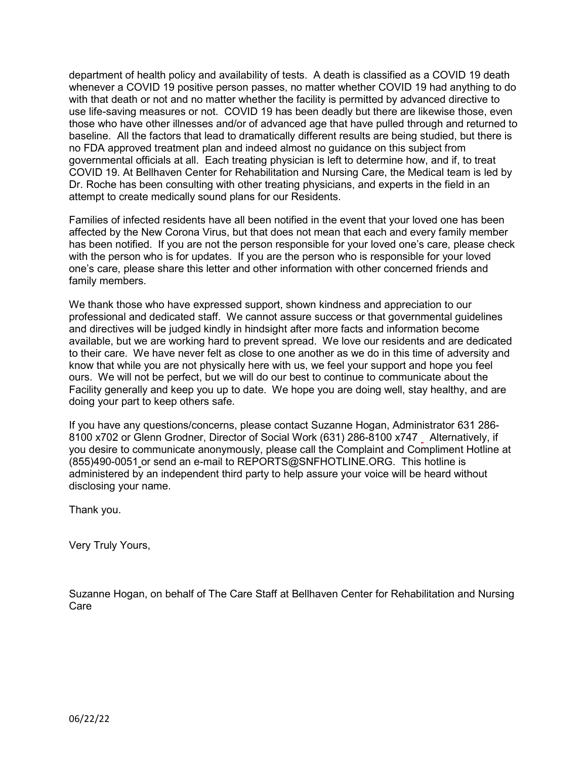department of health policy and availability of tests. A death is classified as a COVID 19 death whenever a COVID 19 positive person passes, no matter whether COVID 19 had anything to do with that death or not and no matter whether the facility is permitted by advanced directive to use life-saving measures or not. COVID 19 has been deadly but there are likewise those, even those who have other illnesses and/or of advanced age that have pulled through and returned to baseline. All the factors that lead to dramatically different results are being studied, but there is no FDA approved treatment plan and indeed almost no guidance on this subject from governmental officials at all. Each treating physician is left to determine how, and if, to treat COVID 19. At Bellhaven Center for Rehabilitation and Nursing Care, the Medical team is led by Dr. Roche has been consulting with other treating physicians, and experts in the field in an attempt to create medically sound plans for our Residents.

Families of infected residents have all been notified in the event that your loved one has been affected by the New Corona Virus, but that does not mean that each and every family member has been notified. If you are not the person responsible for your loved one's care, please check with the person who is for updates. If you are the person who is responsible for your loved one's care, please share this letter and other information with other concerned friends and family members.

We thank those who have expressed support, shown kindness and appreciation to our professional and dedicated staff. We cannot assure success or that governmental guidelines and directives will be judged kindly in hindsight after more facts and information become available, but we are working hard to prevent spread. We love our residents and are dedicated to their care. We have never felt as close to one another as we do in this time of adversity and know that while you are not physically here with us, we feel your support and hope you feel ours. We will not be perfect, but we will do our best to continue to communicate about the Facility generally and keep you up to date. We hope you are doing well, stay healthy, and are doing your part to keep others safe.

If you have any questions/concerns, please contact Suzanne Hogan, Administrator 631 286-8100 x702 or Glenn Grodner, Director of Social Work (631) 286-8100 x747 Alternatively, if you desire to communicate anonymously, please call the Complaint and Compliment Hotline at (855)490-0051 or send an e-mail to REPORTS@SNFHOTLINE.ORG. This hotline is administered by an independent third party to help assure your voice will be heard without disclosing your name.

Thank you.

Very Truly Yours,

Suzanne Hogan, on behalf of The Care Staff at Bellhaven Center for Rehabilitation and Nursing Care

06/22/22